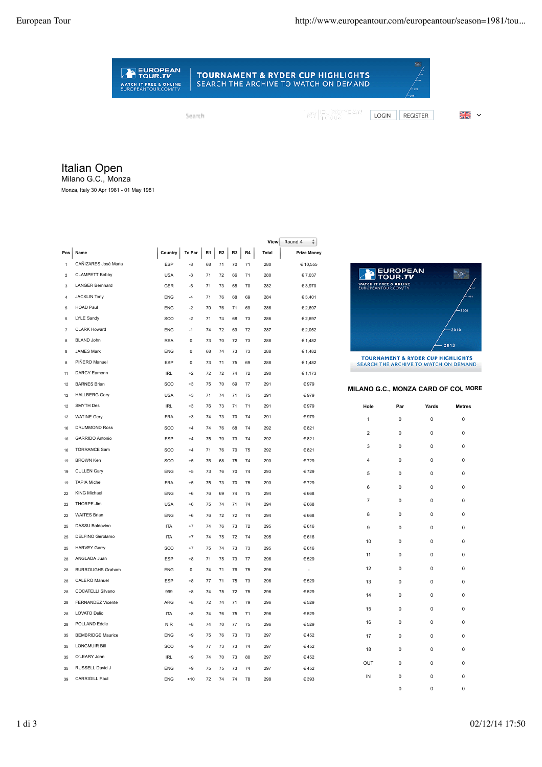EUROPEAN TOUR.TV — WATCH IT FREE & ONLINE EUROPEANTOUR.COM/TV — TOURNAMENT & RYDER CUP HIGHLIGHTS SEARCH THE ARCHIVE TO WATCH ON DEMAND

Search

LOGIN REGISTER

# Italian Open

## Milano G.C., Monza

Monza, Italy 30 Apr 1981 - 01 May 1981

View Round 4

| Pos | Name | Country | To Par | R1 | R2 | R3 | R4 | Total | Prize Money |
|---|---|---|---|---|---|---|---|---|---|
| 1 | CAÑIZARES José Maria | ESP | -8 | 68 | 71 | 70 | 71 | 280 | € 10,555 |
| 2 | CLAMPETT Bobby | USA | -8 | 71 | 72 | 66 | 71 | 280 | € 7,037 |
| 3 | LANGER Bernhard | GER | -6 | 71 | 73 | 68 | 70 | 282 | € 3,970 |
| 4 | JACKLIN Tony | ENG | -4 | 71 | 76 | 68 | 69 | 284 | € 3,401 |
| 5 | HOAD Paul | ENG | -2 | 70 | 76 | 71 | 69 | 286 | € 2,697 |
| 5 | LYLE Sandy | SCO | -2 | 71 | 74 | 68 | 73 | 286 | € 2,697 |
| 7 | CLARK Howard | ENG | -1 | 74 | 72 | 69 | 72 | 287 | € 2,052 |
| 8 | BLAND John | RSA | 0 | 73 | 70 | 72 | 73 | 288 | € 1,482 |
| 8 | JAMES Mark | ENG | 0 | 68 | 74 | 73 | 73 | 288 | € 1,482 |
| 8 | PIÑERO Manuel | ESP | 0 | 73 | 71 | 75 | 69 | 288 | € 1,482 |
| 11 | DARCY Eamonn | IRL | +2 | 72 | 72 | 74 | 72 | 290 | € 1,173 |
| 12 | BARNES Brian | SCO | +3 | 75 | 70 | 69 | 77 | 291 | € 979 |
| 12 | HALLBERG Gary | USA | +3 | 71 | 74 | 71 | 75 | 291 | € 979 |
| 12 | SMYTH Des | IRL | +3 | 76 | 73 | 71 | 71 | 291 | € 979 |
| 12 | WATINE Gery | FRA | +3 | 74 | 73 | 70 | 74 | 291 | € 979 |
| 16 | DRUMMOND Ross | SCO | +4 | 74 | 76 | 68 | 74 | 292 | € 821 |
| 16 | GARRIDO Antonio | ESP | +4 | 75 | 70 | 73 | 74 | 292 | € 821 |
| 16 | TORRANCE Sam | SCO | +4 | 71 | 76 | 70 | 75 | 292 | € 821 |
| 19 | BROWN Ken | SCO | +5 | 76 | 68 | 75 | 74 | 293 | € 729 |
| 19 | CULLEN Gary | ENG | +5 | 73 | 76 | 70 | 74 | 293 | € 729 |
| 19 | TAPIA Michel | FRA | +5 | 75 | 73 | 70 | 75 | 293 | € 729 |
| 22 | KING Michael | ENG | +6 | 76 | 69 | 74 | 75 | 294 | € 668 |
| 22 | THORPE Jim | USA | +6 | 75 | 74 | 71 | 74 | 294 | € 668 |
| 22 | WAITES Brian | ENG | +6 | 76 | 72 | 72 | 74 | 294 | € 668 |
| 25 | DASSU Baldovino | ITA | +7 | 74 | 76 | 73 | 72 | 295 | € 616 |
| 25 | DELFINO Gerolamo | ITA | +7 | 74 | 75 | 72 | 74 | 295 | € 616 |
| 25 | HARVEY Garry | SCO | +7 | 75 | 74 | 73 | 73 | 295 | € 616 |
| 28 | ANGLADA Juan | ESP | +8 | 71 | 75 | 73 | 77 | 296 | € 529 |
| 28 | BURROUGHS Graham | ENG | 0 | 74 | 71 | 76 | 75 | 296 | - |
| 28 | CALERO Manuel | ESP | +8 | 77 | 71 | 75 | 73 | 296 | € 529 |
| 28 | COCATELLI Silvano | 999 | +8 | 74 | 75 | 72 | 75 | 296 | € 529 |
| 28 | FERNANDEZ Vicente | ARG | +8 | 72 | 74 | 71 | 79 | 296 | € 529 |
| 28 | LOVATO Delio | ITA | +8 | 74 | 76 | 75 | 71 | 296 | € 529 |
| 28 | POLLAND Eddie | NIR | +8 | 74 | 70 | 77 | 75 | 296 | € 529 |
| 35 | BEMBRIDGE Maurice | ENG | +9 | 75 | 76 | 73 | 73 | 297 | € 452 |
| 35 | LONGMUIR Bill | SCO | +9 | 77 | 73 | 73 | 74 | 297 | € 452 |
| 35 | O'LEARY John | IRL | +9 | 74 | 70 | 73 | 80 | 297 | € 452 |
| 35 | RUSSELL David J | ENG | +9 | 75 | 75 | 73 | 74 | 297 | € 452 |
| 39 | CARRIGILL Paul | ENG | +10 | 72 | 74 | 74 | 78 | 298 | € 393 |

EUROPEAN TOUR.TV — WATCH IT FREE & ONLINE EUROPEANTOUR.COM/TV — TOURNAMENT & RYDER CUP HIGHLIGHTS SEARCH THE ARCHIVE TO WATCH ON DEMAND

### MILANO G.C., MONZA CARD OF COU MORE

| Hole | Par | Yards | Metres |
|---|---|---|---|
| 1 | 0 | 0 | 0 |
| 2 | 0 | 0 | 0 |
| 3 | 0 | 0 | 0 |
| 4 | 0 | 0 | 0 |
| 5 | 0 | 0 | 0 |
| 6 | 0 | 0 | 0 |
| 7 | 0 | 0 | 0 |
| 8 | 0 | 0 | 0 |
| 9 | 0 | 0 | 0 |
| 10 | 0 | 0 | 0 |
| 11 | 0 | 0 | 0 |
| 12 | 0 | 0 | 0 |
| 13 | 0 | 0 | 0 |
| 14 | 0 | 0 | 0 |
| 15 | 0 | 0 | 0 |
| 16 | 0 | 0 | 0 |
| 17 | 0 | 0 | 0 |
| 18 | 0 | 0 | 0 |
| OUT | 0 | 0 | 0 |
| IN | 0 | 0 | 0 |
| | 0 | 0 | 0 |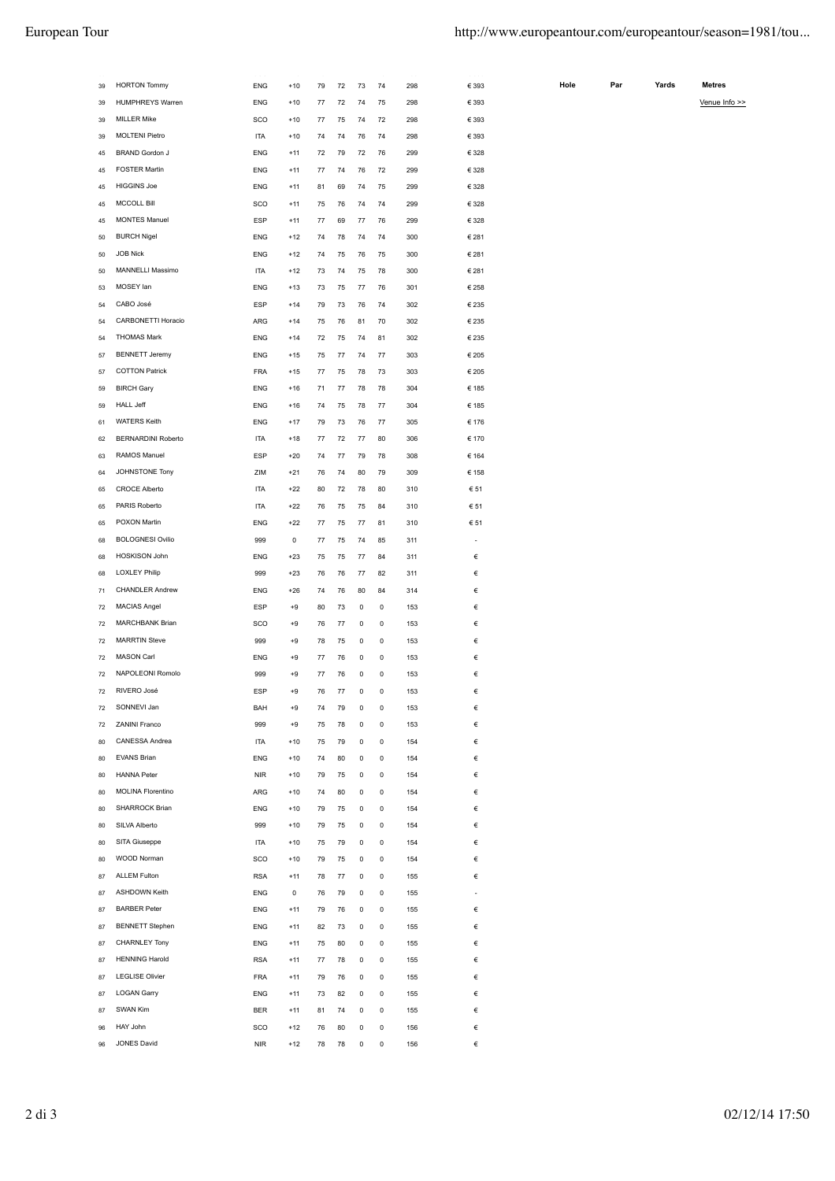| | | | | | | | | | |
|---|---|---|---|---|---|---|---|---|---|
| 39 | HORTON Tommy | ENG | +10 | 79 | 72 | 73 | 74 | 298 | € 393 |
| 39 | HUMPHREYS Warren | ENG | +10 | 77 | 72 | 74 | 75 | 298 | € 393 |
| 39 | MILLER Mike | SCO | +10 | 77 | 75 | 74 | 72 | 298 | € 393 |
| 39 | MOLTENI Pietro | ITA | +10 | 74 | 74 | 76 | 74 | 298 | € 393 |
| 45 | BRAND Gordon J | ENG | +11 | 72 | 79 | 72 | 76 | 299 | € 328 |
| 45 | FOSTER Martin | ENG | +11 | 77 | 74 | 76 | 72 | 299 | € 328 |
| 45 | HIGGINS Joe | ENG | +11 | 81 | 69 | 74 | 75 | 299 | € 328 |
| 45 | MCCOLL Bill | SCO | +11 | 75 | 76 | 74 | 74 | 299 | € 328 |
| 45 | MONTES Manuel | ESP | +11 | 77 | 69 | 77 | 76 | 299 | € 328 |
| 50 | BURCH Nigel | ENG | +12 | 74 | 78 | 74 | 74 | 300 | € 281 |
| 50 | JOB Nick | ENG | +12 | 74 | 75 | 76 | 75 | 300 | € 281 |
| 50 | MANNELLI Massimo | ITA | +12 | 73 | 74 | 75 | 78 | 300 | € 281 |
| 53 | MOSEY Ian | ENG | +13 | 73 | 75 | 77 | 76 | 301 | € 258 |
| 54 | CABO José | ESP | +14 | 79 | 73 | 76 | 74 | 302 | € 235 |
| 54 | CARBONETTI Horacio | ARG | +14 | 75 | 76 | 81 | 70 | 302 | € 235 |
| 54 | THOMAS Mark | ENG | +14 | 72 | 75 | 74 | 81 | 302 | € 235 |
| 57 | BENNETT Jeremy | ENG | +15 | 75 | 77 | 74 | 77 | 303 | € 205 |
| 57 | COTTON Patrick | FRA | +15 | 77 | 75 | 78 | 73 | 303 | € 205 |
| 59 | BIRCH Gary | ENG | +16 | 71 | 77 | 78 | 78 | 304 | € 185 |
| 59 | HALL Jeff | ENG | +16 | 74 | 75 | 78 | 77 | 304 | € 185 |
| 61 | WATERS Keith | ENG | +17 | 79 | 73 | 76 | 77 | 305 | € 176 |
| 62 | BERNARDINI Roberto | ITA | +18 | 77 | 72 | 77 | 80 | 306 | € 170 |
| 63 | RAMOS Manuel | ESP | +20 | 74 | 77 | 79 | 78 | 308 | € 164 |
| 64 | JOHNSTONE Tony | ZIM | +21 | 76 | 74 | 80 | 79 | 309 | € 158 |
| 65 | CROCE Alberto | ITA | +22 | 80 | 72 | 78 | 80 | 310 | € 51 |
| 65 | PARIS Roberto | ITA | +22 | 76 | 75 | 75 | 84 | 310 | € 51 |
| 65 | POXON Martin | ENG | +22 | 77 | 75 | 77 | 81 | 310 | € 51 |
| 68 | BOLOGNESI Ovilio | 999 | 0 | 77 | 75 | 74 | 85 | 311 | - |
| 68 | HOSKISON John | ENG | +23 | 75 | 75 | 77 | 84 | 311 | € |
| 68 | LOXLEY Philip | 999 | +23 | 76 | 76 | 77 | 82 | 311 | € |
| 71 | CHANDLER Andrew | ENG | +26 | 74 | 76 | 80 | 84 | 314 | € |
| 72 | MACIAS Angel | ESP | +9 | 80 | 73 | 0 | 0 | 153 | € |
| 72 | MARCHBANK Brian | SCO | +9 | 76 | 77 | 0 | 0 | 153 | € |
| 72 | MARRTIN Steve | 999 | +9 | 78 | 75 | 0 | 0 | 153 | € |
| 72 | MASON Carl | ENG | +9 | 77 | 76 | 0 | 0 | 153 | € |
| 72 | NAPOLEONI Romolo | 999 | +9 | 77 | 76 | 0 | 0 | 153 | € |
| 72 | RIVERO José | ESP | +9 | 76 | 77 | 0 | 0 | 153 | € |
| 72 | SONNEVI Jan | BAH | +9 | 74 | 79 | 0 | 0 | 153 | € |
| 72 | ZANINI Franco | 999 | +9 | 75 | 78 | 0 | 0 | 153 | € |
| 80 | CANESSA Andrea | ITA | +10 | 75 | 79 | 0 | 0 | 154 | € |
| 80 | EVANS Brian | ENG | +10 | 74 | 80 | 0 | 0 | 154 | € |
| 80 | HANNA Peter | NIR | +10 | 79 | 75 | 0 | 0 | 154 | € |
| 80 | MOLINA Florentino | ARG | +10 | 74 | 80 | 0 | 0 | 154 | € |
| 80 | SHARROCK Brian | ENG | +10 | 79 | 75 | 0 | 0 | 154 | € |
| 80 | SILVA Alberto | 999 | +10 | 79 | 75 | 0 | 0 | 154 | € |
| 80 | SITA Giuseppe | ITA | +10 | 75 | 79 | 0 | 0 | 154 | € |
| 80 | WOOD Norman | SCO | +10 | 79 | 75 | 0 | 0 | 154 | € |
| 87 | ALLEM Fulton | RSA | +11 | 78 | 77 | 0 | 0 | 155 | € |
| 87 | ASHDOWN Keith | ENG | 0 | 76 | 79 | 0 | 0 | 155 | - |
| 87 | BARBER Peter | ENG | +11 | 79 | 76 | 0 | 0 | 155 | € |
| 87 | BENNETT Stephen | ENG | +11 | 82 | 73 | 0 | 0 | 155 | € |
| 87 | CHARNLEY Tony | ENG | +11 | 75 | 80 | 0 | 0 | 155 | € |
| 87 | HENNING Harold | RSA | +11 | 77 | 78 | 0 | 0 | 155 | € |
| 87 | LEGLISE Olivier | FRA | +11 | 79 | 76 | 0 | 0 | 155 | € |
| 87 | LOGAN Garry | ENG | +11 | 73 | 82 | 0 | 0 | 155 | € |
| 87 | SWAN Kim | BER | +11 | 81 | 74 | 0 | 0 | 155 | € |
| 96 | HAY John | SCO | +12 | 76 | 80 | 0 | 0 | 156 | € |
| 96 | JONES David | NIR | +12 | 78 | 78 | 0 | 0 | 156 | € |

| Hole | Par | Yards | Metres |
|---|---|---|---|
| | | | Venue Info >> |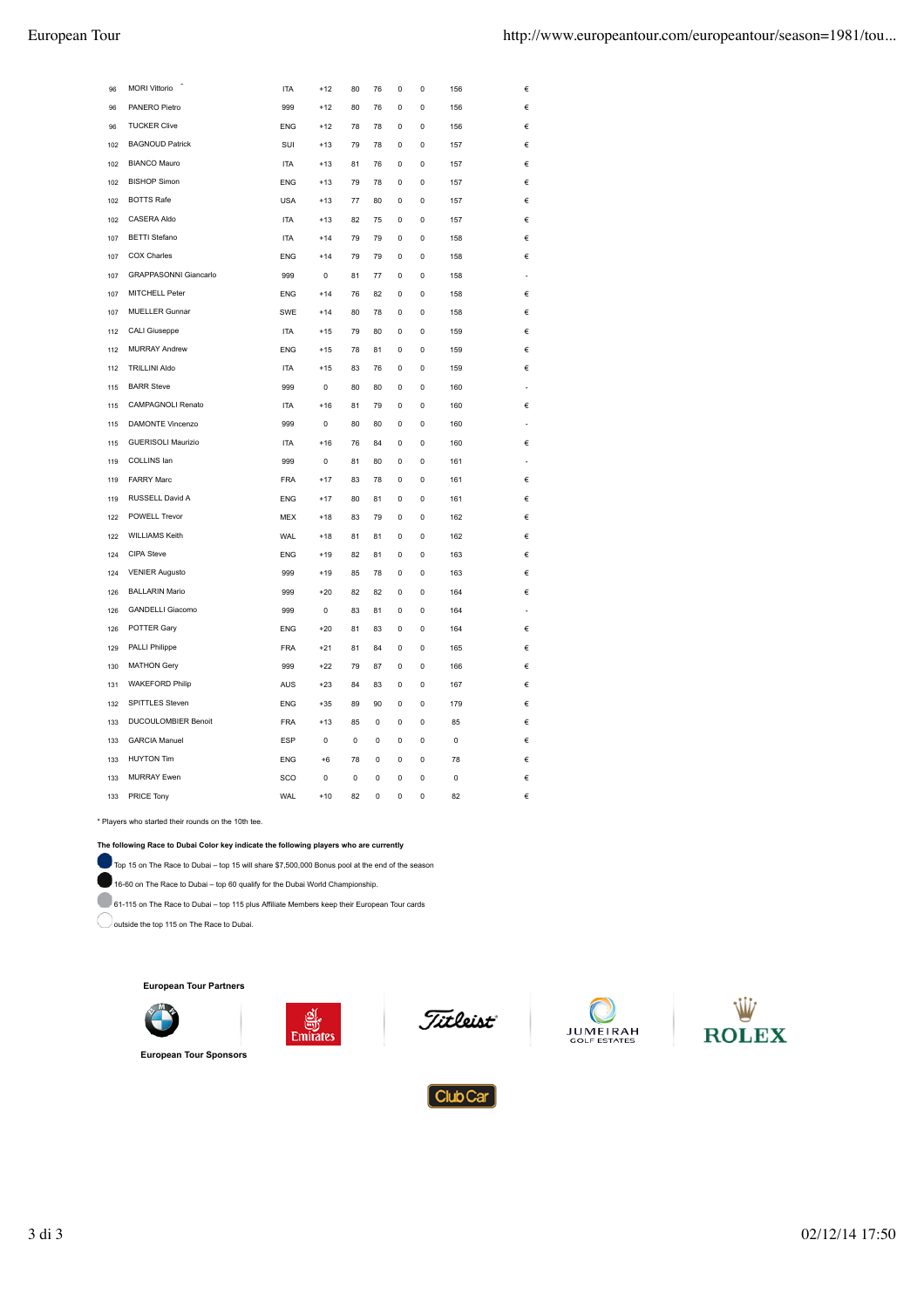| | | | | | | | | | |
|---|---|---|---|---|---|---|---|---|---|
| 96 | MORI Vittorio | ITA | +12 | 80 | 76 | 0 | 0 | 156 | € |
| 96 | PANERO Pietro | 999 | +12 | 80 | 76 | 0 | 0 | 156 | € |
| 96 | TUCKER Clive | ENG | +12 | 78 | 78 | 0 | 0 | 156 | € |
| 102 | BAGNOUD Patrick | SUI | +13 | 79 | 78 | 0 | 0 | 157 | € |
| 102 | BIANCO Mauro | ITA | +13 | 81 | 76 | 0 | 0 | 157 | € |
| 102 | BISHOP Simon | ENG | +13 | 79 | 78 | 0 | 0 | 157 | € |
| 102 | BOTTS Rafe | USA | +13 | 77 | 80 | 0 | 0 | 157 | € |
| 102 | CASERA Aldo | ITA | +13 | 82 | 75 | 0 | 0 | 157 | € |
| 107 | BETTI Stefano | ITA | +14 | 79 | 79 | 0 | 0 | 158 | € |
| 107 | COX Charles | ENG | +14 | 79 | 79 | 0 | 0 | 158 | € |
| 107 | GRAPPASONNI Giancarlo | 999 | 0 | 81 | 77 | 0 | 0 | 158 | - |
| 107 | MITCHELL Peter | ENG | +14 | 76 | 82 | 0 | 0 | 158 | € |
| 107 | MUELLER Gunnar | SWE | +14 | 80 | 78 | 0 | 0 | 158 | € |
| 112 | CALI Giuseppe | ITA | +15 | 79 | 80 | 0 | 0 | 159 | € |
| 112 | MURRAY Andrew | ENG | +15 | 78 | 81 | 0 | 0 | 159 | € |
| 112 | TRILLINI Aldo | ITA | +15 | 83 | 76 | 0 | 0 | 159 | € |
| 115 | BARR Steve | 999 | 0 | 80 | 80 | 0 | 0 | 160 | - |
| 115 | CAMPAGNOLI Renato | ITA | +16 | 81 | 79 | 0 | 0 | 160 | € |
| 115 | DAMONTE Vincenzo | 999 | 0 | 80 | 80 | 0 | 0 | 160 | - |
| 115 | GUERISOLI Maurizio | ITA | +16 | 76 | 84 | 0 | 0 | 160 | € |
| 119 | COLLINS Ian | 999 | 0 | 81 | 80 | 0 | 0 | 161 | - |
| 119 | FARRY Marc | FRA | +17 | 83 | 78 | 0 | 0 | 161 | € |
| 119 | RUSSELL David A | ENG | +17 | 80 | 81 | 0 | 0 | 161 | € |
| 122 | POWELL Trevor | MEX | +18 | 83 | 79 | 0 | 0 | 162 | € |
| 122 | WILLIAMS Keith | WAL | +18 | 81 | 81 | 0 | 0 | 162 | € |
| 124 | CIPA Steve | ENG | +19 | 82 | 81 | 0 | 0 | 163 | € |
| 124 | VENIER Augusto | 999 | +19 | 85 | 78 | 0 | 0 | 163 | € |
| 126 | BALLARIN Mario | 999 | +20 | 82 | 82 | 0 | 0 | 164 | € |
| 126 | GANDELLI Giacomo | 999 | 0 | 83 | 81 | 0 | 0 | 164 | - |
| 126 | POTTER Gary | ENG | +20 | 81 | 83 | 0 | 0 | 164 | € |
| 129 | PALLI Philippe | FRA | +21 | 81 | 84 | 0 | 0 | 165 | € |
| 130 | MATHON Gery | 999 | +22 | 79 | 87 | 0 | 0 | 166 | € |
| 131 | WAKEFORD Philip | AUS | +23 | 84 | 83 | 0 | 0 | 167 | € |
| 132 | SPITTLES Steven | ENG | +35 | 89 | 90 | 0 | 0 | 179 | € |
| 133 | DUCOULOMBIER Benoit | FRA | +13 | 85 | 0 | 0 | 0 | 85 | € |
| 133 | GARCIA Manuel | ESP | 0 | 0 | 0 | 0 | 0 | 0 | € |
| 133 | HUYTON Tim | ENG | +6 | 78 | 0 | 0 | 0 | 78 | € |
| 133 | MURRAY Ewen | SCO | 0 | 0 | 0 | 0 | 0 | 0 | € |
| 133 | PRICE Tony | WAL | +10 | 82 | 0 | 0 | 0 | 82 | € |

* Players who started their rounds on the 10th tee.

**The following Race to Dubai Color key indicate the following players who are currently**

- Top 15 on The Race to Dubai – top 15 will share $7,500,000 Bonus pool at the end of the season
- 16-60 on The Race to Dubai – top 60 qualify for the Dubai World Championship.
- 61-115 on The Race to Dubai – top 115 plus Affiliate Members keep their European Tour cards
- outside the top 115 on The Race to Dubai.

**European Tour Partners**

**European Tour Sponsors**